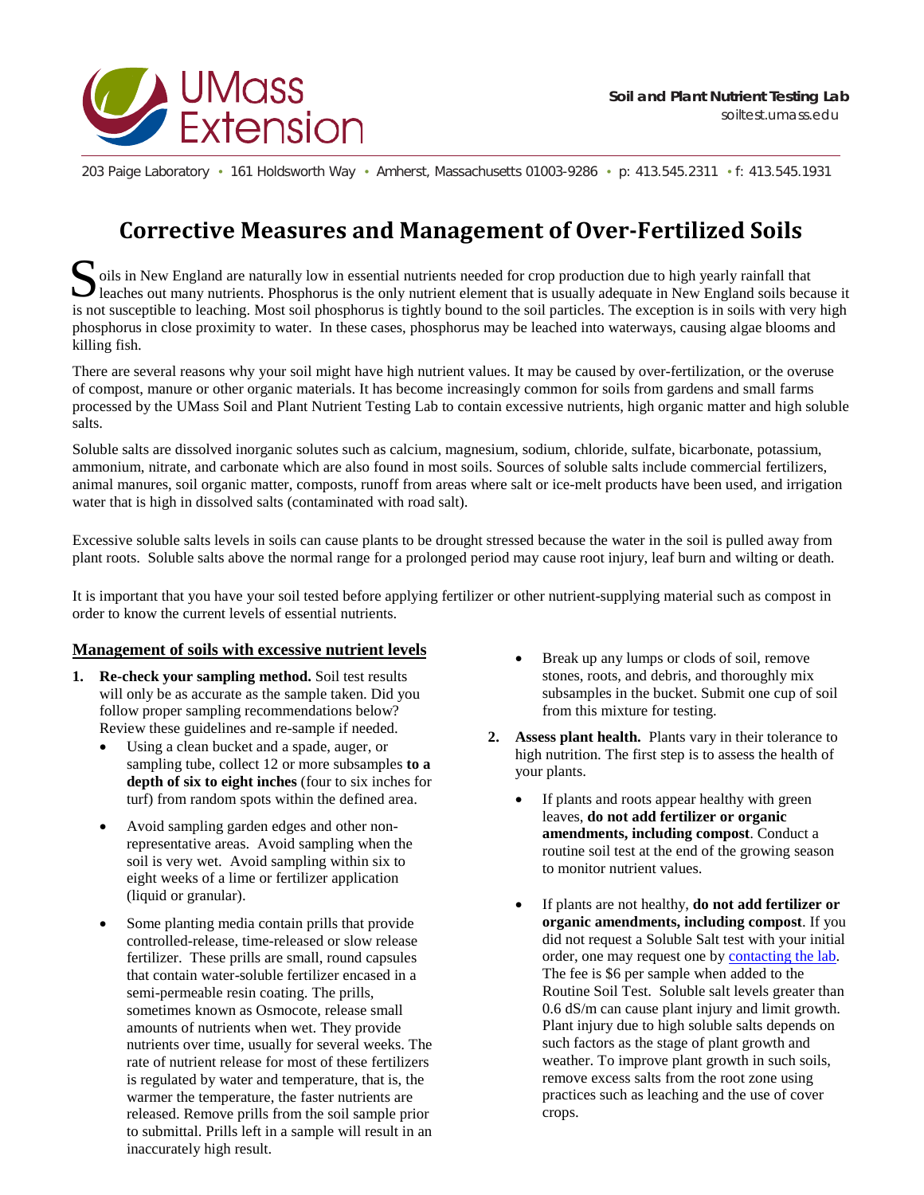UMass Extension

**Soil and Plant Nutrient Testing Lab**
soiltest.umass.edu

203 Paige Laboratory • 161 Holdsworth Way • Amherst, Massachusetts 01003-9286 • p: 413.545.2311 • f: 413.545.1931

# Corrective Measures and Management of Over-Fertilized Soils

Soils in New England are naturally low in essential nutrients needed for crop production due to high yearly rainfall that leaches out many nutrients. Phosphorus is the only nutrient element that is usually adequate in New England soils because it is not susceptible to leaching. Most soil phosphorus is tightly bound to the soil particles. The exception is in soils with very high phosphorus in close proximity to water. In these cases, phosphorus may be leached into waterways, causing algae blooms and killing fish.

There are several reasons why your soil might have high nutrient values. It may be caused by over-fertilization, or the overuse of compost, manure or other organic materials. It has become increasingly common for soils from gardens and small farms processed by the UMass Soil and Plant Nutrient Testing Lab to contain excessive nutrients, high organic matter and high soluble salts.

Soluble salts are dissolved inorganic solutes such as calcium, magnesium, sodium, chloride, sulfate, bicarbonate, potassium, ammonium, nitrate, and carbonate which are also found in most soils. Sources of soluble salts include commercial fertilizers, animal manures, soil organic matter, composts, runoff from areas where salt or ice-melt products have been used, and irrigation water that is high in dissolved salts (contaminated with road salt).

Excessive soluble salts levels in soils can cause plants to be drought stressed because the water in the soil is pulled away from plant roots. Soluble salts above the normal range for a prolonged period may cause root injury, leaf burn and wilting or death.

It is important that you have your soil tested before applying fertilizer or other nutrient-supplying material such as compost in order to know the current levels of essential nutrients.

## Management of soils with excessive nutrient levels

1. **Re-check your sampling method.** Soil test results will only be as accurate as the sample taken. Did you follow proper sampling recommendations below? Review these guidelines and re-sample if needed.
   - Using a clean bucket and a spade, auger, or sampling tube, collect 12 or more subsamples **to a depth of six to eight inches** (four to six inches for turf) from random spots within the defined area.
   - Avoid sampling garden edges and other non-representative areas. Avoid sampling when the soil is very wet. Avoid sampling within six to eight weeks of a lime or fertilizer application (liquid or granular).
   - Some planting media contain prills that provide controlled-release, time-released or slow release fertilizer. These prills are small, round capsules that contain water-soluble fertilizer encased in a semi-permeable resin coating. The prills, sometimes known as Osmocote, release small amounts of nutrients when wet. They provide nutrients over time, usually for several weeks. The rate of nutrient release for most of these fertilizers is regulated by water and temperature, that is, the warmer the temperature, the faster nutrients are released. Remove prills from the soil sample prior to submittal. Prills left in a sample will result in an inaccurately high result.
   - Break up any lumps or clods of soil, remove stones, roots, and debris, and thoroughly mix subsamples in the bucket. Submit one cup of soil from this mixture for testing.
2. **Assess plant health.** Plants vary in their tolerance to high nutrition. The first step is to assess the health of your plants.
   - If plants and roots appear healthy with green leaves, **do not add fertilizer or organic amendments, including compost**. Conduct a routine soil test at the end of the growing season to monitor nutrient values.
   - If plants are not healthy, **do not add fertilizer or organic amendments, including compost**. If you did not request a Soluble Salt test with your initial order, one may request one by [contacting the lab](). The fee is $6 per sample when added to the Routine Soil Test. Soluble salt levels greater than 0.6 dS/m can cause plant injury and limit growth. Plant injury due to high soluble salts depends on such factors as the stage of plant growth and weather. To improve plant growth in such soils, remove excess salts from the root zone using practices such as leaching and the use of cover crops.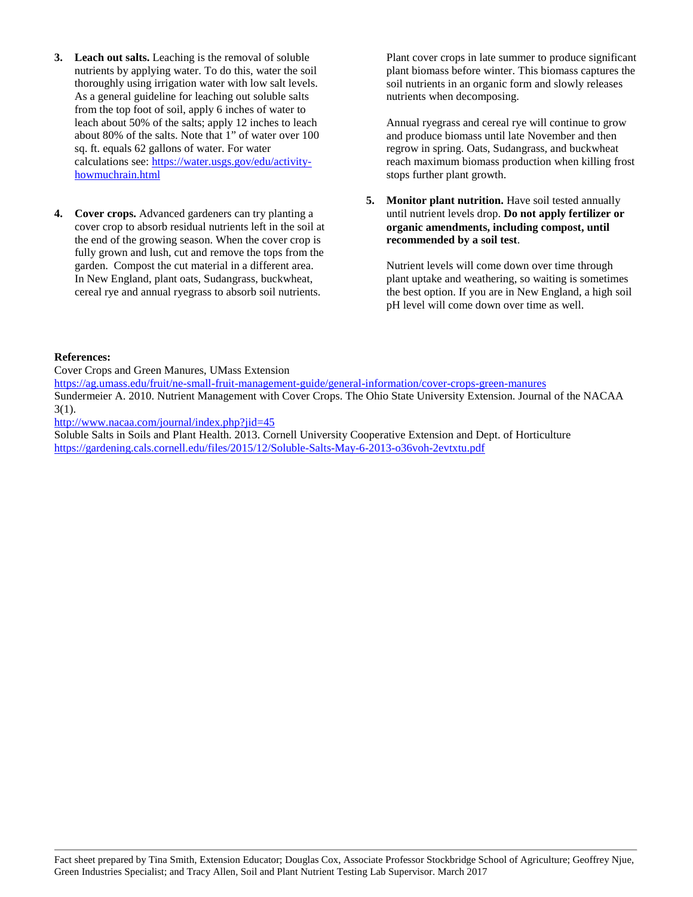3. **Leach out salts.** Leaching is the removal of soluble nutrients by applying water. To do this, water the soil thoroughly using irrigation water with low salt levels. As a general guideline for leaching out soluble salts from the top foot of soil, apply 6 inches of water to leach about 50% of the salts; apply 12 inches to leach about 80% of the salts. Note that 1" of water over 100 sq. ft. equals 62 gallons of water. For water calculations see: https://water.usgs.gov/edu/activity-howmuchrain.html

4. **Cover crops.** Advanced gardeners can try planting a cover crop to absorb residual nutrients left in the soil at the end of the growing season. When the cover crop is fully grown and lush, cut and remove the tops from the garden. Compost the cut material in a different area. In New England, plant oats, Sudangrass, buckwheat, cereal rye and annual ryegrass to absorb soil nutrients.

   Plant cover crops in late summer to produce significant plant biomass before winter. This biomass captures the soil nutrients in an organic form and slowly releases nutrients when decomposing.

   Annual ryegrass and cereal rye will continue to grow and produce biomass until late November and then regrow in spring. Oats, Sudangrass, and buckwheat reach maximum biomass production when killing frost stops further plant growth.

5. **Monitor plant nutrition.** Have soil tested annually until nutrient levels drop. **Do not apply fertilizer or organic amendments, including compost, until recommended by a soil test**.

   Nutrient levels will come down over time through plant uptake and weathering, so waiting is sometimes the best option. If you are in New England, a high soil pH level will come down over time as well.

**References:**

Cover Crops and Green Manures, UMass Extension
https://ag.umass.edu/fruit/ne-small-fruit-management-guide/general-information/cover-crops-green-manures

Sundermeier A. 2010. Nutrient Management with Cover Crops. The Ohio State University Extension. Journal of the NACAA 3(1).
http://www.nacaa.com/journal/index.php?jid=45

Soluble Salts in Soils and Plant Health. 2013. Cornell University Cooperative Extension and Dept. of Horticulture
https://gardening.cals.cornell.edu/files/2015/12/Soluble-Salts-May-6-2013-o36voh-2evtxtu.pdf

Fact sheet prepared by Tina Smith, Extension Educator; Douglas Cox, Associate Professor Stockbridge School of Agriculture; Geoffrey Njue, Green Industries Specialist; and Tracy Allen, Soil and Plant Nutrient Testing Lab Supervisor. March 2017